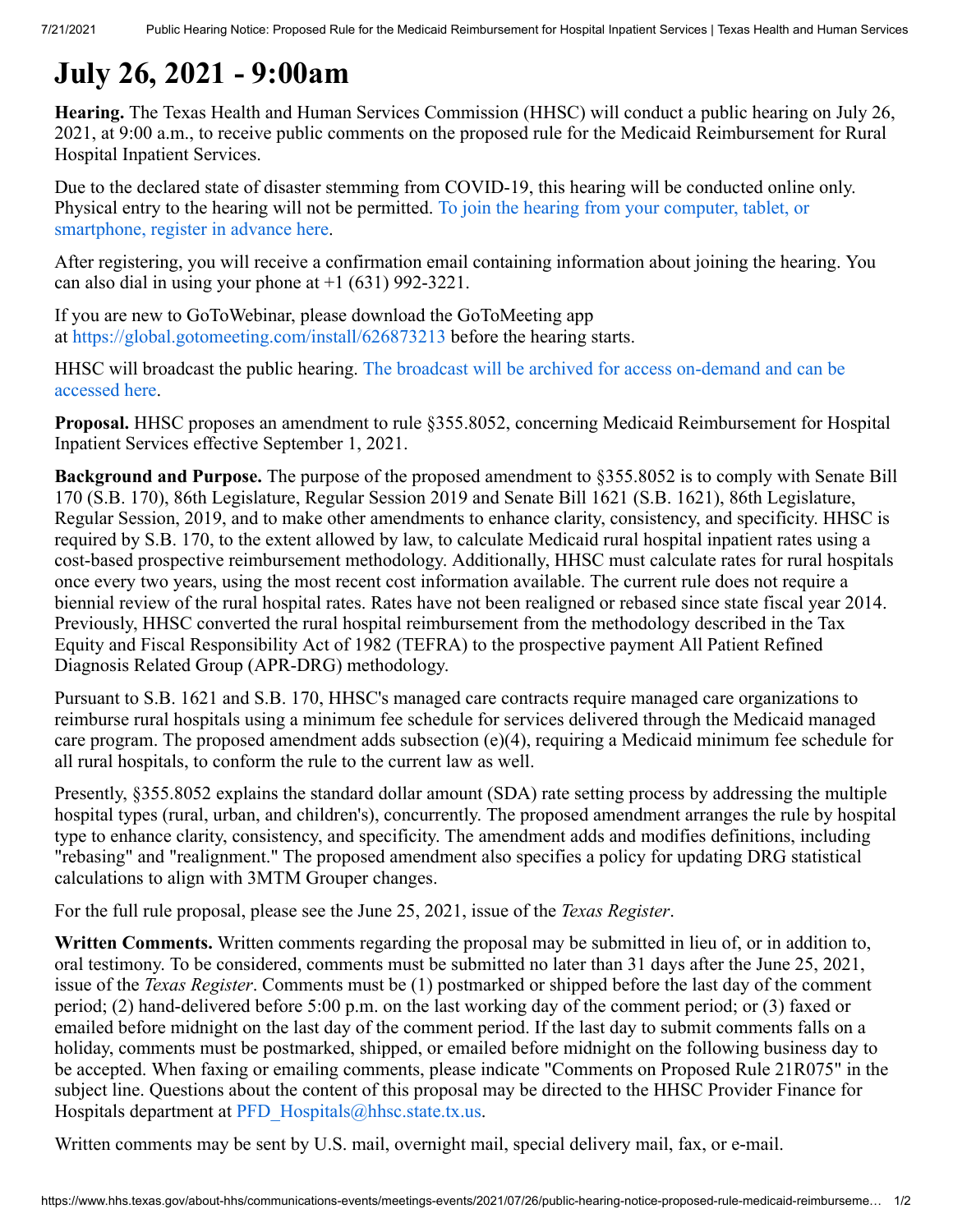# July 26, 2021 - 9:00am

**Hearing.** The Texas Health and Human Services Commission (HHSC) will conduct a public hearing on July 26, 2021, at 9:00 a.m., to receive public comments on the proposed rule for the Medicaid Reimbursement for Rural Hospital Inpatient Services.

Due to the declared state of disaster stemming from COVID-19, this hearing will be conducted online only. Physical entry to the hearing will not be permitted. To join the hearing from your computer, tablet, or smartphone, register in advance here.

After registering, you will receive a confirmation email containing information about joining the hearing. You can also dial in using your phone at +1 (631) 992-3221.

If you are new to GoToWebinar, please download the GoToMeeting app at https://global.gotomeeting.com/install/626873213 before the hearing starts.

HHSC will broadcast the public hearing. The broadcast will be archived for access on-demand and can be accessed here.

**Proposal.** HHSC proposes an amendment to rule §355.8052, concerning Medicaid Reimbursement for Hospital Inpatient Services effective September 1, 2021.

**Background and Purpose.** The purpose of the proposed amendment to §355.8052 is to comply with Senate Bill 170 (S.B. 170), 86th Legislature, Regular Session 2019 and Senate Bill 1621 (S.B. 1621), 86th Legislature, Regular Session, 2019, and to make other amendments to enhance clarity, consistency, and specificity. HHSC is required by S.B. 170, to the extent allowed by law, to calculate Medicaid rural hospital inpatient rates using a cost-based prospective reimbursement methodology. Additionally, HHSC must calculate rates for rural hospitals once every two years, using the most recent cost information available. The current rule does not require a biennial review of the rural hospital rates. Rates have not been realigned or rebased since state fiscal year 2014. Previously, HHSC converted the rural hospital reimbursement from the methodology described in the Tax Equity and Fiscal Responsibility Act of 1982 (TEFRA) to the prospective payment All Patient Refined Diagnosis Related Group (APR-DRG) methodology.

Pursuant to S.B. 1621 and S.B. 170, HHSC's managed care contracts require managed care organizations to reimburse rural hospitals using a minimum fee schedule for services delivered through the Medicaid managed care program. The proposed amendment adds subsection (e)(4), requiring a Medicaid minimum fee schedule for all rural hospitals, to conform the rule to the current law as well.

Presently, §355.8052 explains the standard dollar amount (SDA) rate setting process by addressing the multiple hospital types (rural, urban, and children's), concurrently. The proposed amendment arranges the rule by hospital type to enhance clarity, consistency, and specificity. The amendment adds and modifies definitions, including "rebasing" and "realignment." The proposed amendment also specifies a policy for updating DRG statistical calculations to align with 3MTM Grouper changes.

For the full rule proposal, please see the June 25, 2021, issue of the *Texas Register*.

**Written Comments.** Written comments regarding the proposal may be submitted in lieu of, or in addition to, oral testimony. To be considered, comments must be submitted no later than 31 days after the June 25, 2021, issue of the *Texas Register*. Comments must be (1) postmarked or shipped before the last day of the comment period; (2) hand-delivered before 5:00 p.m. on the last working day of the comment period; or (3) faxed or emailed before midnight on the last day of the comment period. If the last day to submit comments falls on a holiday, comments must be postmarked, shipped, or emailed before midnight on the following business day to be accepted. When faxing or emailing comments, please indicate "Comments on Proposed Rule 21R075" in the subject line. Questions about the content of this proposal may be directed to the HHSC Provider Finance for Hospitals department at PFD_Hospitals@hhsc.state.tx.us.

Written comments may be sent by U.S. mail, overnight mail, special delivery mail, fax, or e-mail.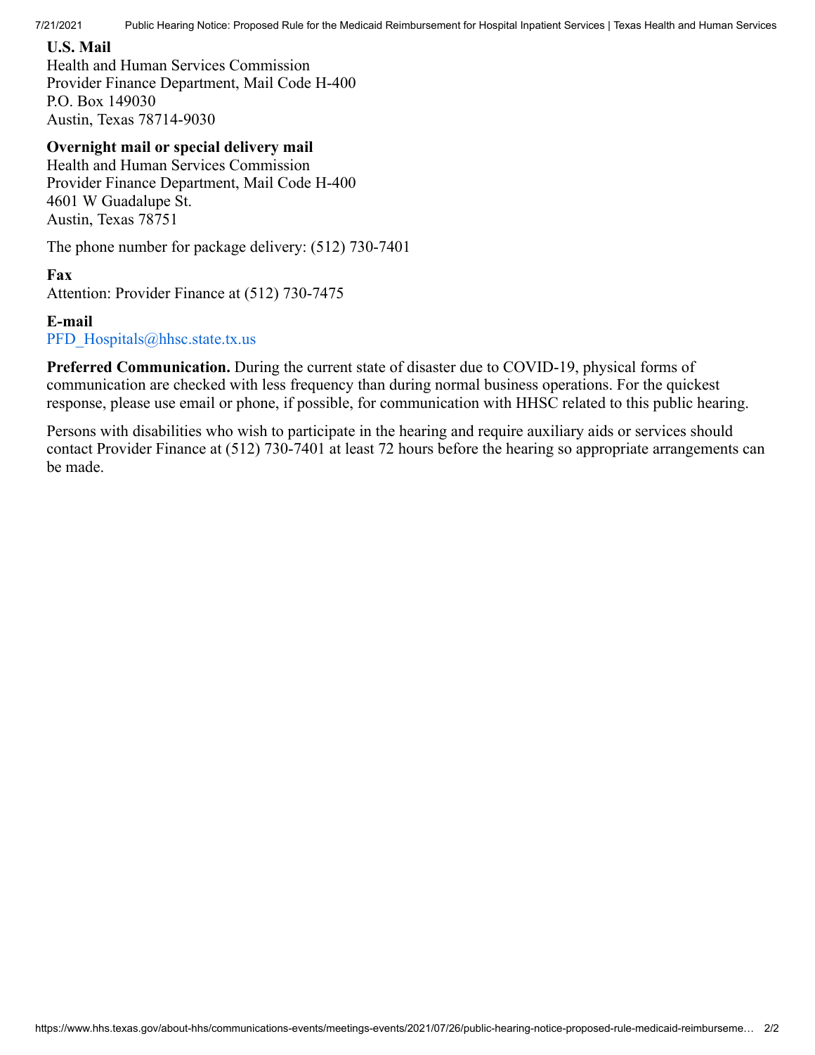**U.S. Mail**
Health and Human Services Commission
Provider Finance Department, Mail Code H-400
P.O. Box 149030
Austin, Texas 78714-9030

**Overnight mail or special delivery mail**
Health and Human Services Commission
Provider Finance Department, Mail Code H-400
4601 W Guadalupe St.
Austin, Texas 78751

The phone number for package delivery: (512) 730-7401

**Fax**
Attention: Provider Finance at (512) 730-7475

**E-mail**
PFD_Hospitals@hhsc.state.tx.us

**Preferred Communication.** During the current state of disaster due to COVID-19, physical forms of communication are checked with less frequency than during normal business operations. For the quickest response, please use email or phone, if possible, for communication with HHSC related to this public hearing.

Persons with disabilities who wish to participate in the hearing and require auxiliary aids or services should contact Provider Finance at (512) 730-7401 at least 72 hours before the hearing so appropriate arrangements can be made.